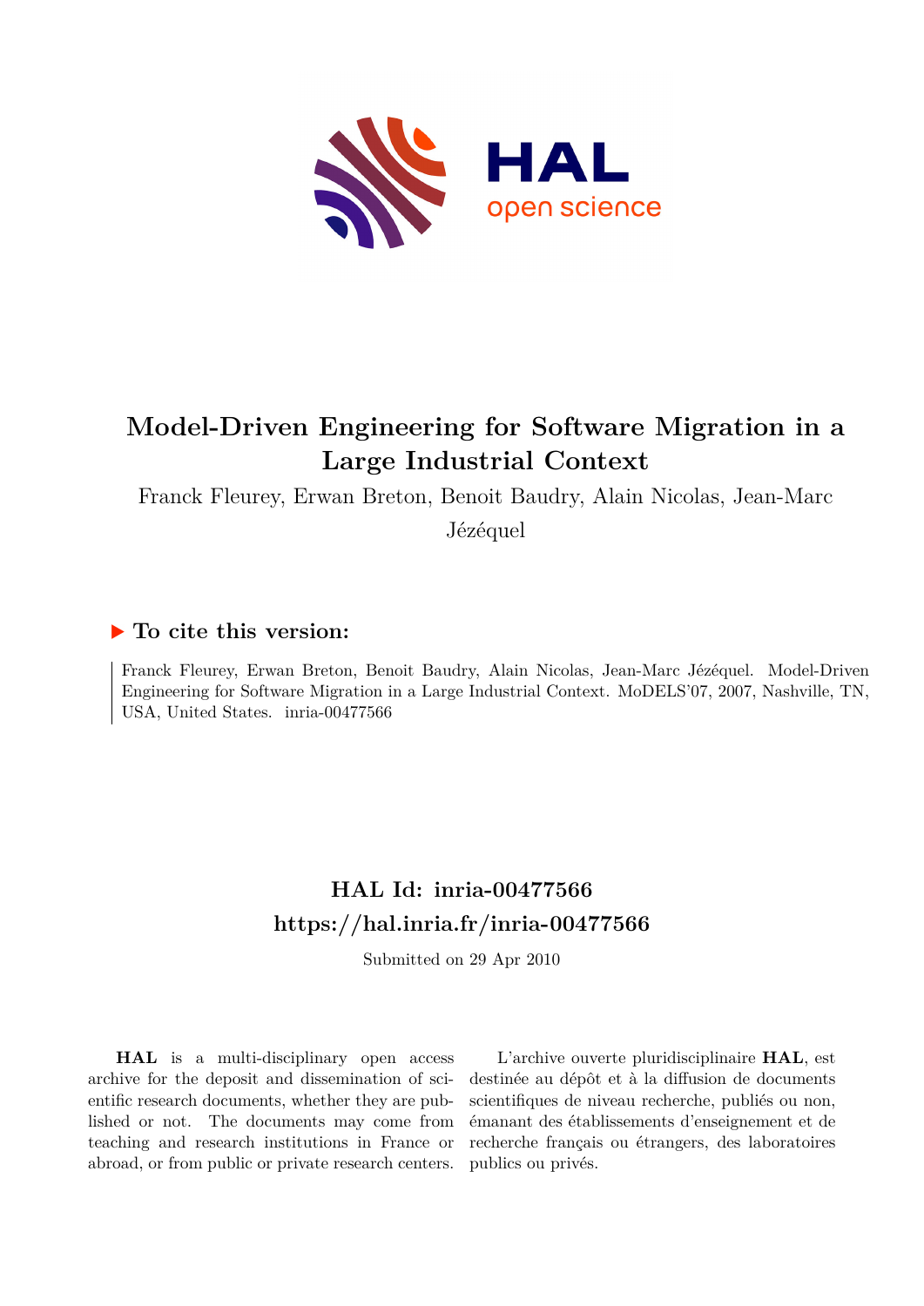# Model-Driven Engineering for Software Migration in a Large Industrial Context

Franck Fleurey, Erwan Breton, Benoit Baudry, Alain Nicolas, Jean-Marc Jézéquel

## ▶ To cite this version:

Franck Fleurey, Erwan Breton, Benoit Baudry, Alain Nicolas, Jean-Marc Jézéquel. Model-Driven Engineering for Software Migration in a Large Industrial Context. MoDELS'07, 2007, Nashville, TN, USA, United States. inria-00477566

## HAL Id: inria-00477566
## https://hal.inria.fr/inria-00477566

Submitted on 29 Apr 2010

**HAL** is a multi-disciplinary open access archive for the deposit and dissemination of scientific research documents, whether they are published or not. The documents may come from teaching and research institutions in France or abroad, or from public or private research centers.

L'archive ouverte pluridisciplinaire **HAL**, est destinée au dépôt et à la diffusion de documents scientifiques de niveau recherche, publiés ou non, émanant des établissements d'enseignement et de recherche français ou étrangers, des laboratoires publics ou privés.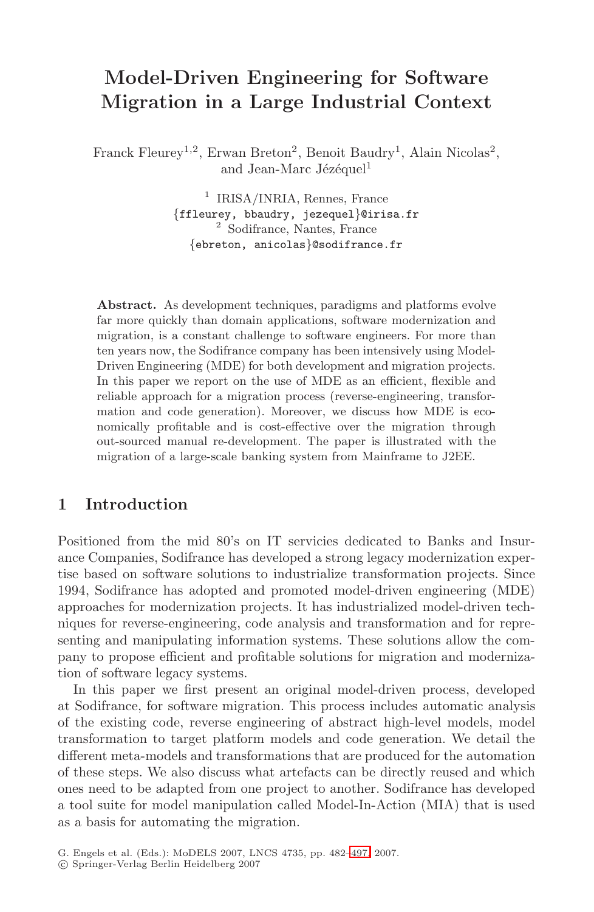# Model-Driven Engineering for Software Migration in a Large Industrial Context

Franck Fleurey[1,2], Erwan Breton[2], Benoit Baudry[1], Alain Nicolas[2], and Jean-Marc Jézéquel[1]

[1] IRISA/INRIA, Rennes, France
{ffleurey, bbaudry, jezequel}@irisa.fr
[2] Sodifrance, Nantes, France
{ebreton, anicolas}@sodifrance.fr

**Abstract.** As development techniques, paradigms and platforms evolve far more quickly than domain applications, software modernization and migration, is a constant challenge to software engineers. For more than ten years now, the Sodifrance company has been intensively using Model-Driven Engineering (MDE) for both development and migration projects. In this paper we report on the use of MDE as an efficient, flexible and reliable approach for a migration process (reverse-engineering, transformation and code generation). Moreover, we discuss how MDE is economically profitable and is cost-effective over the migration through out-sourced manual re-development. The paper is illustrated with the migration of a large-scale banking system from Mainframe to J2EE.

## 1 Introduction

Positioned from the mid 80's on IT servicies dedicated to Banks and Insurance Companies, Sodifrance has developed a strong legacy modernization expertise based on software solutions to industrialize transformation projects. Since 1994, Sodifrance has adopted and promoted model-driven engineering (MDE) approaches for modernization projects. It has industrialized model-driven techniques for reverse-engineering, code analysis and transformation and for representing and manipulating information systems. These solutions allow the company to propose efficient and profitable solutions for migration and modernization of software legacy systems.

In this paper we first present an original model-driven process, developed at Sodifrance, for software migration. This process includes automatic analysis of the existing code, reverse engineering of abstract high-level models, model transformation to target platform models and code generation. We detail the different meta-models and transformations that are produced for the automation of these steps. We also discuss what artefacts can be directly reused and which ones need to be adapted from one project to another. Sodifrance has developed a tool suite for model manipulation called Model-In-Action (MIA) that is used as a basis for automating the migration.

G. Engels et al. (Eds.): MoDELS 2007, LNCS 4735, pp. 482–497, 2007.
© Springer-Verlag Berlin Heidelberg 2007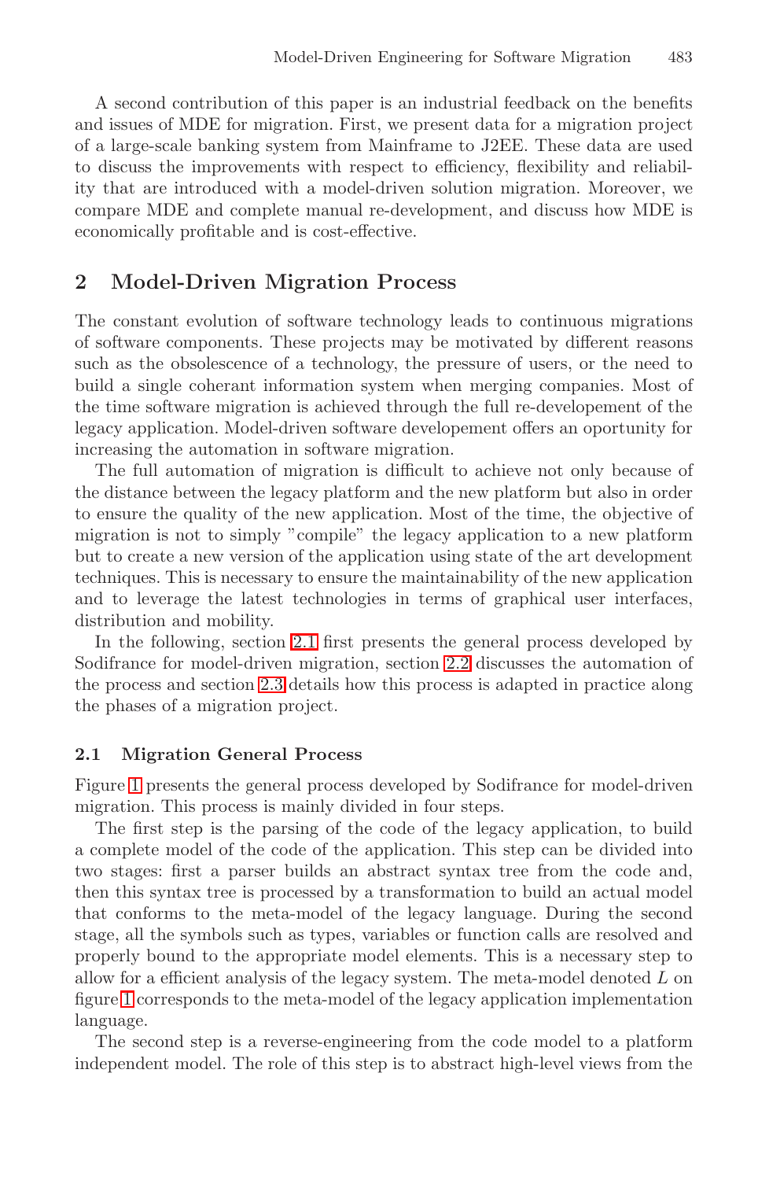A second contribution of this paper is an industrial feedback on the benefits and issues of MDE for migration. First, we present data for a migration project of a large-scale banking system from Mainframe to J2EE. These data are used to discuss the improvements with respect to efficiency, flexibility and reliability that are introduced with a model-driven solution migration. Moreover, we compare MDE and complete manual re-development, and discuss how MDE is economically profitable and is cost-effective.

## 2 Model-Driven Migration Process

The constant evolution of software technology leads to continuous migrations of software components. These projects may be motivated by different reasons such as the obsolescence of a technology, the pressure of users, or the need to build a single coherant information system when merging companies. Most of the time software migration is achieved through the full re-developement of the legacy application. Model-driven software developement offers an oportunity for increasing the automation in software migration.

The full automation of migration is difficult to achieve not only because of the distance between the legacy platform and the new platform but also in order to ensure the quality of the new application. Most of the time, the objective of migration is not to simply "compile" the legacy application to a new platform but to create a new version of the application using state of the art development techniques. This is necessary to ensure the maintainability of the new application and to leverage the latest technologies in terms of graphical user interfaces, distribution and mobility.

In the following, section 2.1 first presents the general process developed by Sodifrance for model-driven migration, section 2.2 discusses the automation of the process and section 2.3 details how this process is adapted in practice along the phases of a migration project.

### 2.1 Migration General Process

Figure 1 presents the general process developed by Sodifrance for model-driven migration. This process is mainly divided in four steps.

The first step is the parsing of the code of the legacy application, to build a complete model of the code of the application. This step can be divided into two stages: first a parser builds an abstract syntax tree from the code and, then this syntax tree is processed by a transformation to build an actual model that conforms to the meta-model of the legacy language. During the second stage, all the symbols such as types, variables or function calls are resolved and properly bound to the appropriate model elements. This is a necessary step to allow for a efficient analysis of the legacy system. The meta-model denoted $L$ on figure 1 corresponds to the meta-model of the legacy application implementation language.

The second step is a reverse-engineering from the code model to a platform independent model. The role of this step is to abstract high-level views from the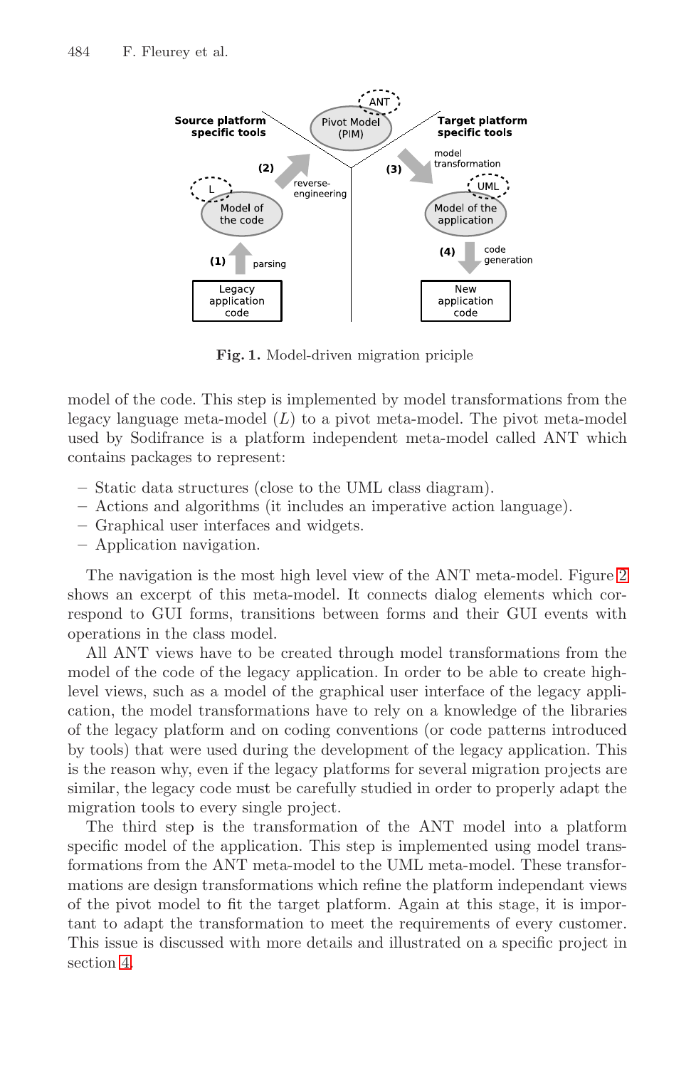Source platform specific tools

Pivot Model (PIM)

ANT

Target platform specific tools

(2) reverse-engineering

(3) model transformation

L

Model of the code

UML

Model of the application

(1) parsing

(4) code generation

Legacy application code

New application code

**Fig. 1.** Model-driven migration priciple

model of the code. This step is implemented by model transformations from the legacy language meta-model ($L$) to a pivot meta-model. The pivot meta-model used by Sodifrance is a platform independent meta-model called ANT which contains packages to represent:

- Static data structures (close to the UML class diagram).
- Actions and algorithms (it includes an imperative action language).
- Graphical user interfaces and widgets.
- Application navigation.

The navigation is the most high level view of the ANT meta-model. Figure 2 shows an excerpt of this meta-model. It connects dialog elements which correspond to GUI forms, transitions between forms and their GUI events with operations in the class model.

All ANT views have to be created through model transformations from the model of the code of the legacy application. In order to be able to create high-level views, such as a model of the graphical user interface of the legacy application, the model transformations have to rely on a knowledge of the libraries of the legacy platform and on coding conventions (or code patterns introduced by tools) that were used during the development of the legacy application. This is the reason why, even if the legacy platforms for several migration projects are similar, the legacy code must be carefully studied in order to properly adapt the migration tools to every single project.

The third step is the transformation of the ANT model into a platform specific model of the application. This step is implemented using model transformations from the ANT meta-model to the UML meta-model. These transformations are design transformations which refine the platform independant views of the pivot model to fit the target platform. Again at this stage, it is important to adapt the transformation to meet the requirements of every customer. This issue is discussed with more details and illustrated on a specific project in section 4.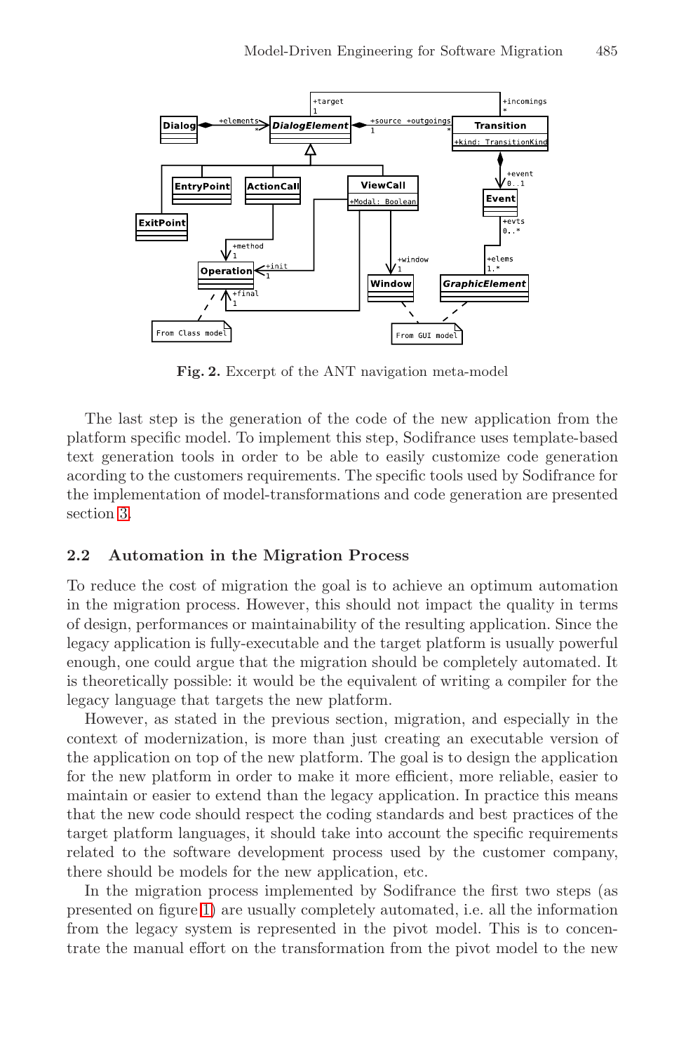Fig. 2. Excerpt of the ANT navigation meta-model

The last step is the generation of the code of the new application from the platform specific model. To implement this step, Sodifrance uses template-based text generation tools in order to be able to easily customize code generation acording to the customers requirements. The specific tools used by Sodifrance for the implementation of model-transformations and code generation are presented section 3.

### 2.2 Automation in the Migration Process

To reduce the cost of migration the goal is to achieve an optimum automation in the migration process. However, this should not impact the quality in terms of design, performances or maintainability of the resulting application. Since the legacy application is fully-executable and the target platform is usually powerful enough, one could argue that the migration should be completely automated. It is theoretically possible: it would be the equivalent of writing a compiler for the legacy language that targets the new platform.

However, as stated in the previous section, migration, and especially in the context of modernization, is more than just creating an executable version of the application on top of the new platform. The goal is to design the application for the new platform in order to make it more efficient, more reliable, easier to maintain or easier to extend than the legacy application. In practice this means that the new code should respect the coding standards and best practices of the target platform languages, it should take into account the specific requirements related to the software development process used by the customer company, there should be models for the new application, etc.

In the migration process implemented by Sodifrance the first two steps (as presented on figure 1) are usually completely automated, i.e. all the information from the legacy system is represented in the pivot model. This is to concentrate the manual effort on the transformation from the pivot model to the new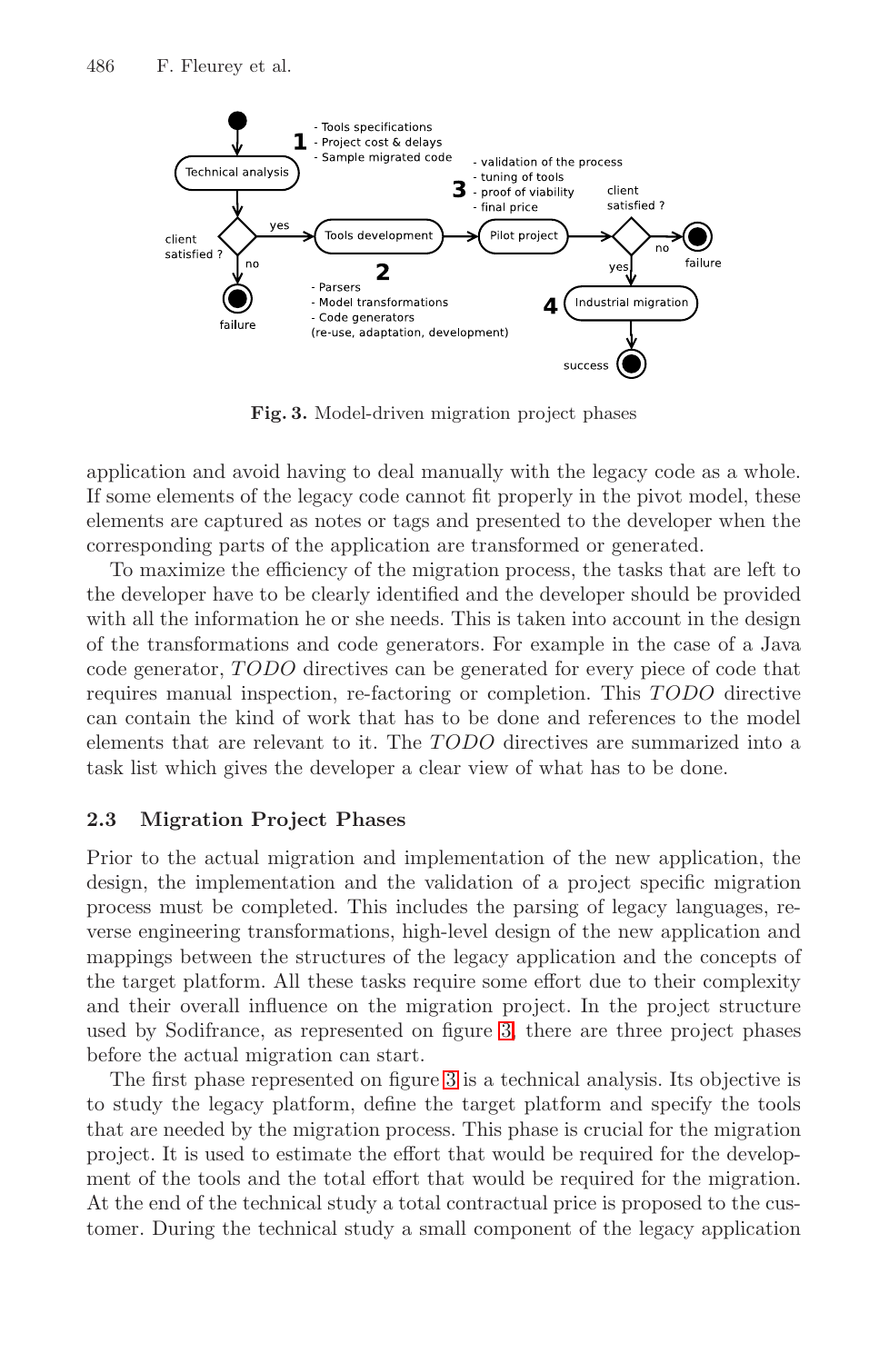- Tools specifications
- Project cost & delays
- Sample migrated code

1

Technical analysis

client satisfied ?

yes

no

failure

Tools development

2

- Parsers
- Model transformations
- Code generators
(re-use, adaptation, development)

Pilot project

3

- validation of the process
- tuning of tools
- proof of viability
- final price

client satisfied ?

no

failure

yes

4

Industrial migration

success

**Fig. 3.** Model-driven migration project phases

application and avoid having to deal manually with the legacy code as a whole. If some elements of the legacy code cannot fit properly in the pivot model, these elements are captured as notes or tags and presented to the developer when the corresponding parts of the application are transformed or generated.

To maximize the efficiency of the migration process, the tasks that are left to the developer have to be clearly identified and the developer should be provided with all the information he or she needs. This is taken into account in the design of the transformations and code generators. For example in the case of a Java code generator, *TODO* directives can be generated for every piece of code that requires manual inspection, re-factoring or completion. This *TODO* directive can contain the kind of work that has to be done and references to the model elements that are relevant to it. The *TODO* directives are summarized into a task list which gives the developer a clear view of what has to be done.

### 2.3 Migration Project Phases

Prior to the actual migration and implementation of the new application, the design, the implementation and the validation of a project specific migration process must be completed. This includes the parsing of legacy languages, reverse engineering transformations, high-level design of the new application and mappings between the structures of the legacy application and the concepts of the target platform. All these tasks require some effort due to their complexity and their overall influence on the migration project. In the project structure used by Sodifrance, as represented on figure 3, there are three project phases before the actual migration can start.

The first phase represented on figure 3 is a technical analysis. Its objective is to study the legacy platform, define the target platform and specify the tools that are needed by the migration process. This phase is crucial for the migration project. It is used to estimate the effort that would be required for the development of the tools and the total effort that would be required for the migration. At the end of the technical study a total contractual price is proposed to the customer. During the technical study a small component of the legacy application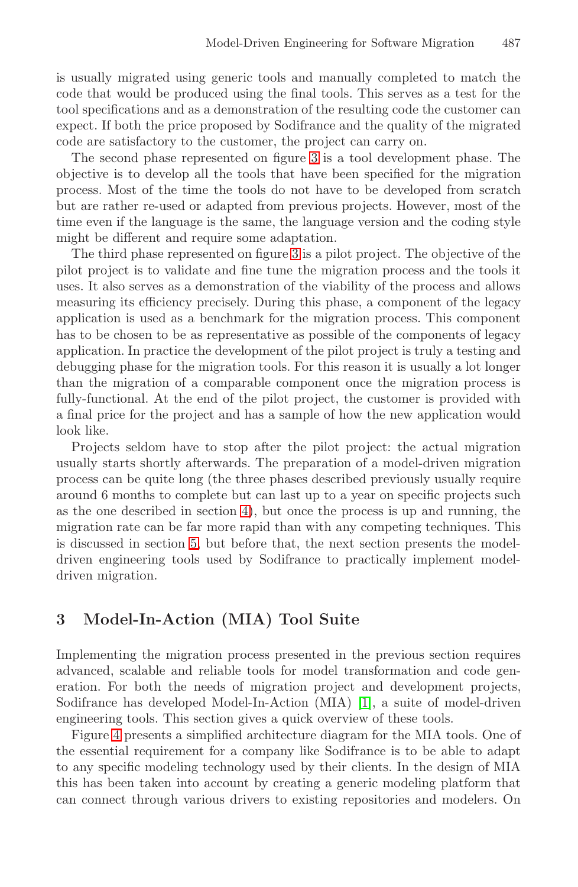is usually migrated using generic tools and manually completed to match the code that would be produced using the final tools. This serves as a test for the tool specifications and as a demonstration of the resulting code the customer can expect. If both the price proposed by Sodifrance and the quality of the migrated code are satisfactory to the customer, the project can carry on.

The second phase represented on figure 3 is a tool development phase. The objective is to develop all the tools that have been specified for the migration process. Most of the time the tools do not have to be developed from scratch but are rather re-used or adapted from previous projects. However, most of the time even if the language is the same, the language version and the coding style might be different and require some adaptation.

The third phase represented on figure 3 is a pilot project. The objective of the pilot project is to validate and fine tune the migration process and the tools it uses. It also serves as a demonstration of the viability of the process and allows measuring its efficiency precisely. During this phase, a component of the legacy application is used as a benchmark for the migration process. This component has to be chosen to be as representative as possible of the components of legacy application. In practice the development of the pilot project is truly a testing and debugging phase for the migration tools. For this reason it is usually a lot longer than the migration of a comparable component once the migration process is fully-functional. At the end of the pilot project, the customer is provided with a final price for the project and has a sample of how the new application would look like.

Projects seldom have to stop after the pilot project: the actual migration usually starts shortly afterwards. The preparation of a model-driven migration process can be quite long (the three phases described previously usually require around 6 months to complete but can last up to a year on specific projects such as the one described in section 4), but once the process is up and running, the migration rate can be far more rapid than with any competing techniques. This is discussed in section 5, but before that, the next section presents the model-driven engineering tools used by Sodifrance to practically implement model-driven migration.

## 3 Model-In-Action (MIA) Tool Suite

Implementing the migration process presented in the previous section requires advanced, scalable and reliable tools for model transformation and code generation. For both the needs of migration project and development projects, Sodifrance has developed Model-In-Action (MIA) [1], a suite of model-driven engineering tools. This section gives a quick overview of these tools.

Figure 4 presents a simplified architecture diagram for the MIA tools. One of the essential requirement for a company like Sodifrance is to be able to adapt to any specific modeling technology used by their clients. In the design of MIA this has been taken into account by creating a generic modeling platform that can connect through various drivers to existing repositories and modelers. On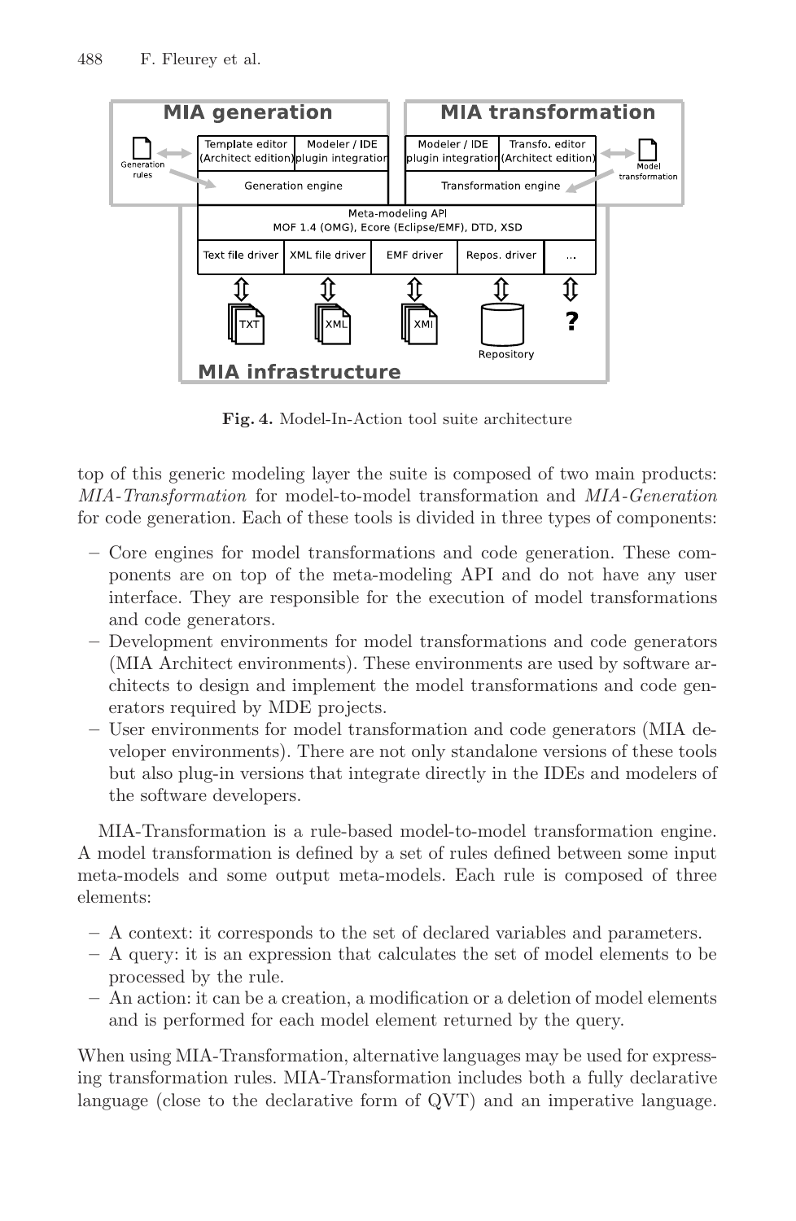MIA generation

MIA transformation

Generation rules

Template editor (Architect edition)

Modeler / IDE plugin integration

Generation engine

Modeler / IDE plugin integration

Transfo. editor (Architect edition)

Transformation engine

Model transformation

Meta-modeling API
MOF 1.4 (OMG), Ecore (Eclipse/EMF), DTD, XSD

Text file driver

XML file driver

EMF driver

Repos. driver

...

TXT

XML

XMI

Repository

?

MIA infrastructure

**Fig. 4.** Model-In-Action tool suite architecture

top of this generic modeling layer the suite is composed of two main products: *MIA-Transformation* for model-to-model transformation and *MIA-Generation* for code generation. Each of these tools is divided in three types of components:

- Core engines for model transformations and code generation. These components are on top of the meta-modeling API and do not have any user interface. They are responsible for the execution of model transformations and code generators.
- Development environments for model transformations and code generators (MIA Architect environments). These environments are used by software architects to design and implement the model transformations and code generators required by MDE projects.
- User environments for model transformation and code generators (MIA developer environments). There are not only standalone versions of these tools but also plug-in versions that integrate directly in the IDEs and modelers of the software developers.

MIA-Transformation is a rule-based model-to-model transformation engine. A model transformation is defined by a set of rules defined between some input meta-models and some output meta-models. Each rule is composed of three elements:

- A context: it corresponds to the set of declared variables and parameters.
- A query: it is an expression that calculates the set of model elements to be processed by the rule.
- An action: it can be a creation, a modification or a deletion of model elements and is performed for each model element returned by the query.

When using MIA-Transformation, alternative languages may be used for expressing transformation rules. MIA-Transformation includes both a fully declarative language (close to the declarative form of QVT) and an imperative language.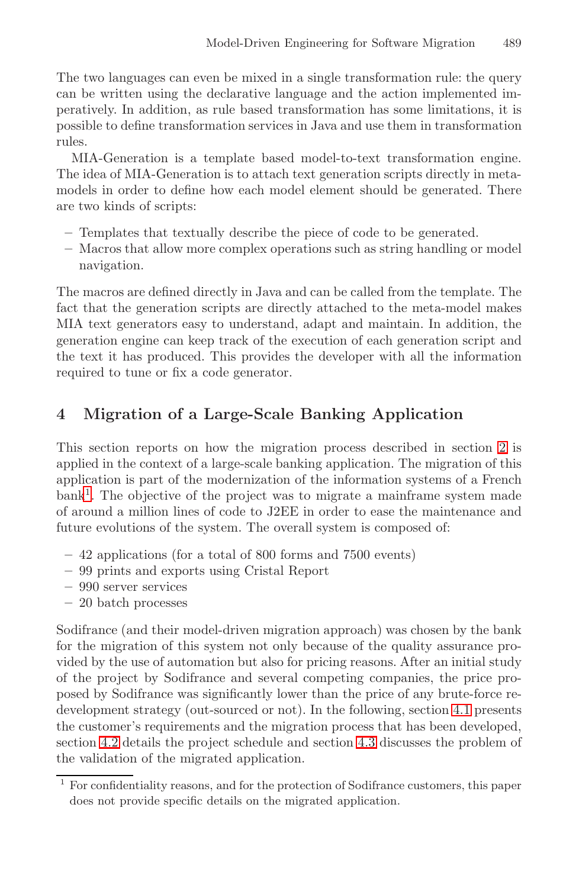The two languages can even be mixed in a single transformation rule: the query can be written using the declarative language and the action implemented imperatively. In addition, as rule based transformation has some limitations, it is possible to define transformation services in Java and use them in transformation rules.

MIA-Generation is a template based model-to-text transformation engine. The idea of MIA-Generation is to attach text generation scripts directly in meta-models in order to define how each model element should be generated. There are two kinds of scripts:

- Templates that textually describe the piece of code to be generated.
- Macros that allow more complex operations such as string handling or model navigation.

The macros are defined directly in Java and can be called from the template. The fact that the generation scripts are directly attached to the meta-model makes MIA text generators easy to understand, adapt and maintain. In addition, the generation engine can keep track of the execution of each generation script and the text it has produced. This provides the developer with all the information required to tune or fix a code generator.

## 4 Migration of a Large-Scale Banking Application

This section reports on how the migration process described in section 2 is applied in the context of a large-scale banking application. The migration of this application is part of the modernization of the information systems of a French bank[1]. The objective of the project was to migrate a mainframe system made of around a million lines of code to J2EE in order to ease the maintenance and future evolutions of the system. The overall system is composed of:

- 42 applications (for a total of 800 forms and 7500 events)
- 99 prints and exports using Cristal Report
- 990 server services
- 20 batch processes

Sodifrance (and their model-driven migration approach) was chosen by the bank for the migration of this system not only because of the quality assurance provided by the use of automation but also for pricing reasons. After an initial study of the project by Sodifrance and several competing companies, the price proposed by Sodifrance was significantly lower than the price of any brute-force redevelopment strategy (out-sourced or not). In the following, section 4.1 presents the customer's requirements and the migration process that has been developed, section 4.2 details the project schedule and section 4.3 discusses the problem of the validation of the migrated application.

[1] For confidentiality reasons, and for the protection of Sodifrance customers, this paper does not provide specific details on the migrated application.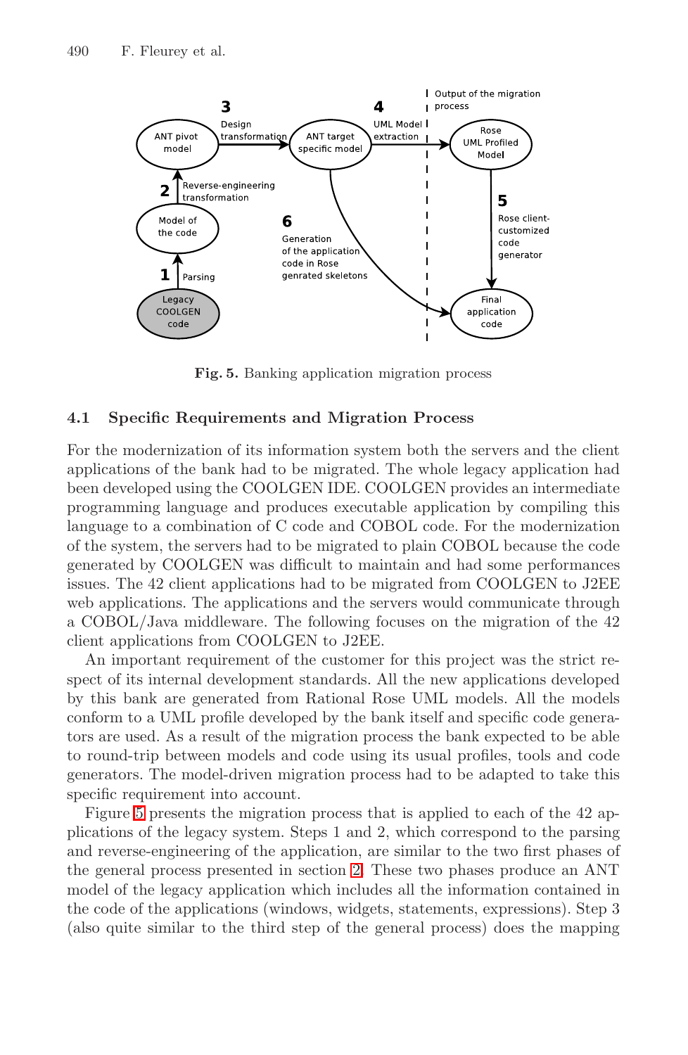**Fig. 5.** Banking application migration process

### 4.1 Specific Requirements and Migration Process

For the modernization of its information system both the servers and the client applications of the bank had to be migrated. The whole legacy application had been developed using the COOLGEN IDE. COOLGEN provides an intermediate programming language and produces executable application by compiling this language to a combination of C code and COBOL code. For the modernization of the system, the servers had to be migrated to plain COBOL because the code generated by COOLGEN was difficult to maintain and had some performances issues. The 42 client applications had to be migrated from COOLGEN to J2EE web applications. The applications and the servers would communicate through a COBOL/Java middleware. The following focuses on the migration of the 42 client applications from COOLGEN to J2EE.

An important requirement of the customer for this project was the strict respect of its internal development standards. All the new applications developed by this bank are generated from Rational Rose UML models. All the models conform to a UML profile developed by the bank itself and specific code generators are used. As a result of the migration process the bank expected to be able to round-trip between models and code using its usual profiles, tools and code generators. The model-driven migration process had to be adapted to take this specific requirement into account.

Figure 5 presents the migration process that is applied to each of the 42 applications of the legacy system. Steps 1 and 2, which correspond to the parsing and reverse-engineering of the application, are similar to the two first phases of the general process presented in section 2. These two phases produce an ANT model of the legacy application which includes all the information contained in the code of the applications (windows, widgets, statements, expressions). Step 3 (also quite similar to the third step of the general process) does the mapping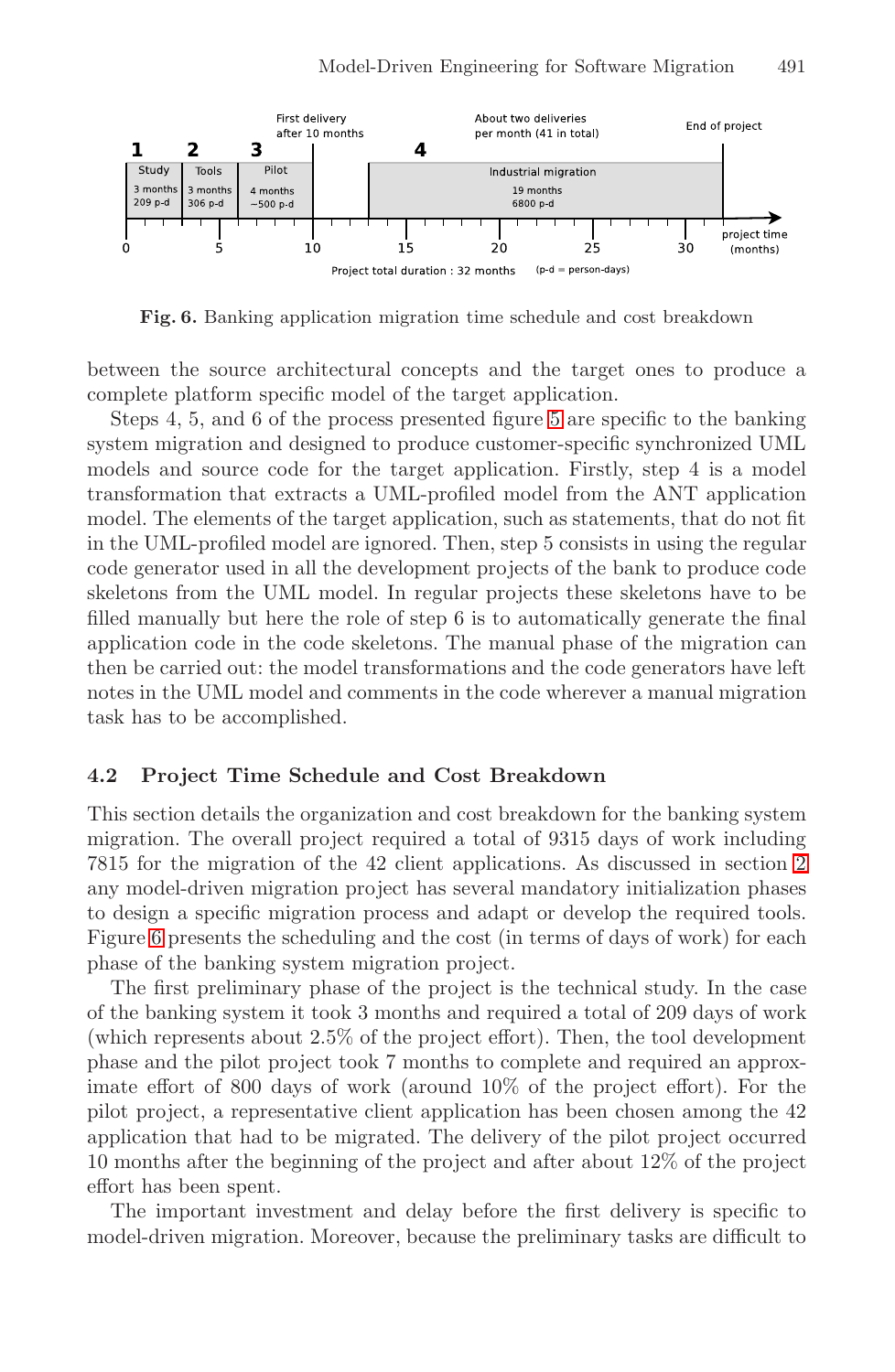Fig. 6. Banking application migration time schedule and cost breakdown

between the source architectural concepts and the target ones to produce a complete platform specific model of the target application.

Steps 4, 5, and 6 of the process presented figure 5 are specific to the banking system migration and designed to produce customer-specific synchronized UML models and source code for the target application. Firstly, step 4 is a model transformation that extracts a UML-profiled model from the ANT application model. The elements of the target application, such as statements, that do not fit in the UML-profiled model are ignored. Then, step 5 consists in using the regular code generator used in all the development projects of the bank to produce code skeletons from the UML model. In regular projects these skeletons have to be filled manually but here the role of step 6 is to automatically generate the final application code in the code skeletons. The manual phase of the migration can then be carried out: the model transformations and the code generators have left notes in the UML model and comments in the code wherever a manual migration task has to be accomplished.

### 4.2 Project Time Schedule and Cost Breakdown

This section details the organization and cost breakdown for the banking system migration. The overall project required a total of 9315 days of work including 7815 for the migration of the 42 client applications. As discussed in section 2 any model-driven migration project has several mandatory initialization phases to design a specific migration process and adapt or develop the required tools. Figure 6 presents the scheduling and the cost (in terms of days of work) for each phase of the banking system migration project.

The first preliminary phase of the project is the technical study. In the case of the banking system it took 3 months and required a total of 209 days of work (which represents about 2.5% of the project effort). Then, the tool development phase and the pilot project took 7 months to complete and required an approximate effort of 800 days of work (around 10% of the project effort). For the pilot project, a representative client application has been chosen among the 42 application that had to be migrated. The delivery of the pilot project occurred 10 months after the beginning of the project and after about 12% of the project effort has been spent.

The important investment and delay before the first delivery is specific to model-driven migration. Moreover, because the preliminary tasks are difficult to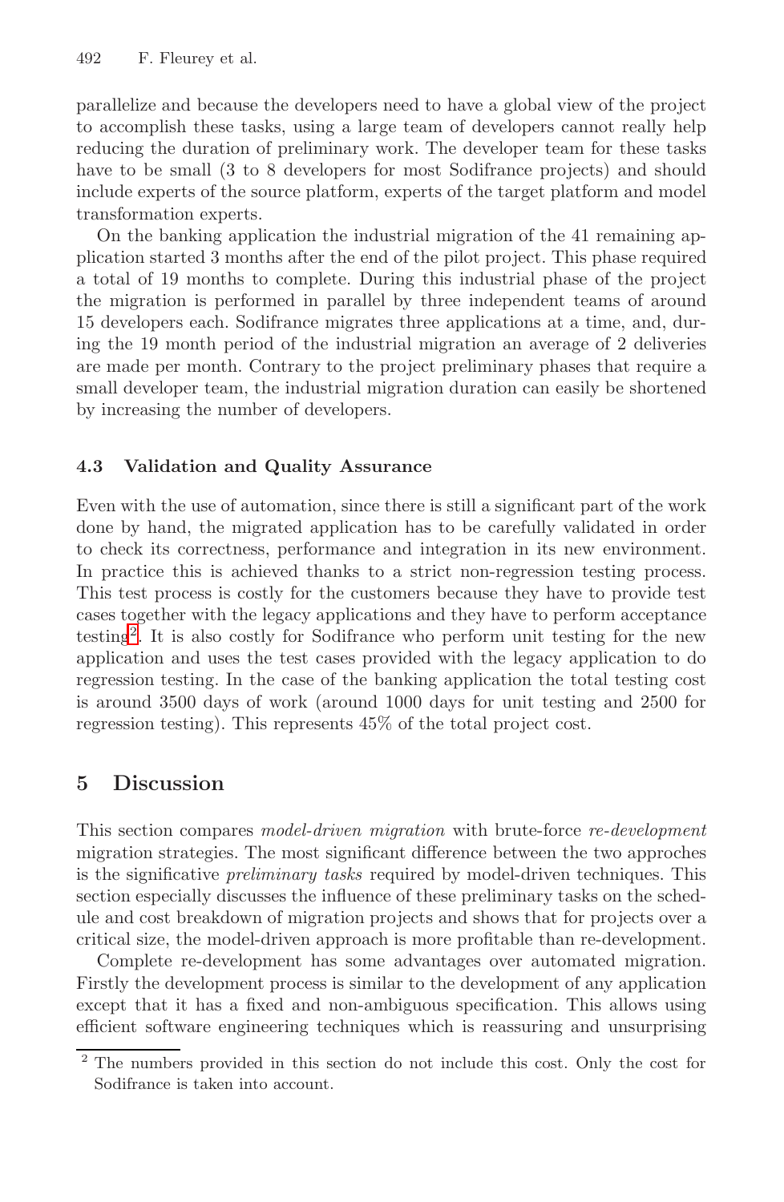parallelize and because the developers need to have a global view of the project to accomplish these tasks, using a large team of developers cannot really help reducing the duration of preliminary work. The developer team for these tasks have to be small (3 to 8 developers for most Sodifrance projects) and should include experts of the source platform, experts of the target platform and model transformation experts.

On the banking application the industrial migration of the 41 remaining application started 3 months after the end of the pilot project. This phase required a total of 19 months to complete. During this industrial phase of the project the migration is performed in parallel by three independent teams of around 15 developers each. Sodifrance migrates three applications at a time, and, during the 19 month period of the industrial migration an average of 2 deliveries are made per month. Contrary to the project preliminary phases that require a small developer team, the industrial migration duration can easily be shortened by increasing the number of developers.

### 4.3 Validation and Quality Assurance

Even with the use of automation, since there is still a significant part of the work done by hand, the migrated application has to be carefully validated in order to check its correctness, performance and integration in its new environment. In practice this is achieved thanks to a strict non-regression testing process. This test process is costly for the customers because they have to provide test cases together with the legacy applications and they have to perform acceptance testing[2]. It is also costly for Sodifrance who perform unit testing for the new application and uses the test cases provided with the legacy application to do regression testing. In the case of the banking application the total testing cost is around 3500 days of work (around 1000 days for unit testing and 2500 for regression testing). This represents 45% of the total project cost.

## 5 Discussion

This section compares *model-driven migration* with brute-force *re-development* migration strategies. The most significant difference between the two approches is the significative *preliminary tasks* required by model-driven techniques. This section especially discusses the influence of these preliminary tasks on the schedule and cost breakdown of migration projects and shows that for projects over a critical size, the model-driven approach is more profitable than re-development.

Complete re-development has some advantages over automated migration. Firstly the development process is similar to the development of any application except that it has a fixed and non-ambiguous specification. This allows using efficient software engineering techniques which is reassuring and unsurprising

[2] The numbers provided in this section do not include this cost. Only the cost for Sodifrance is taken into account.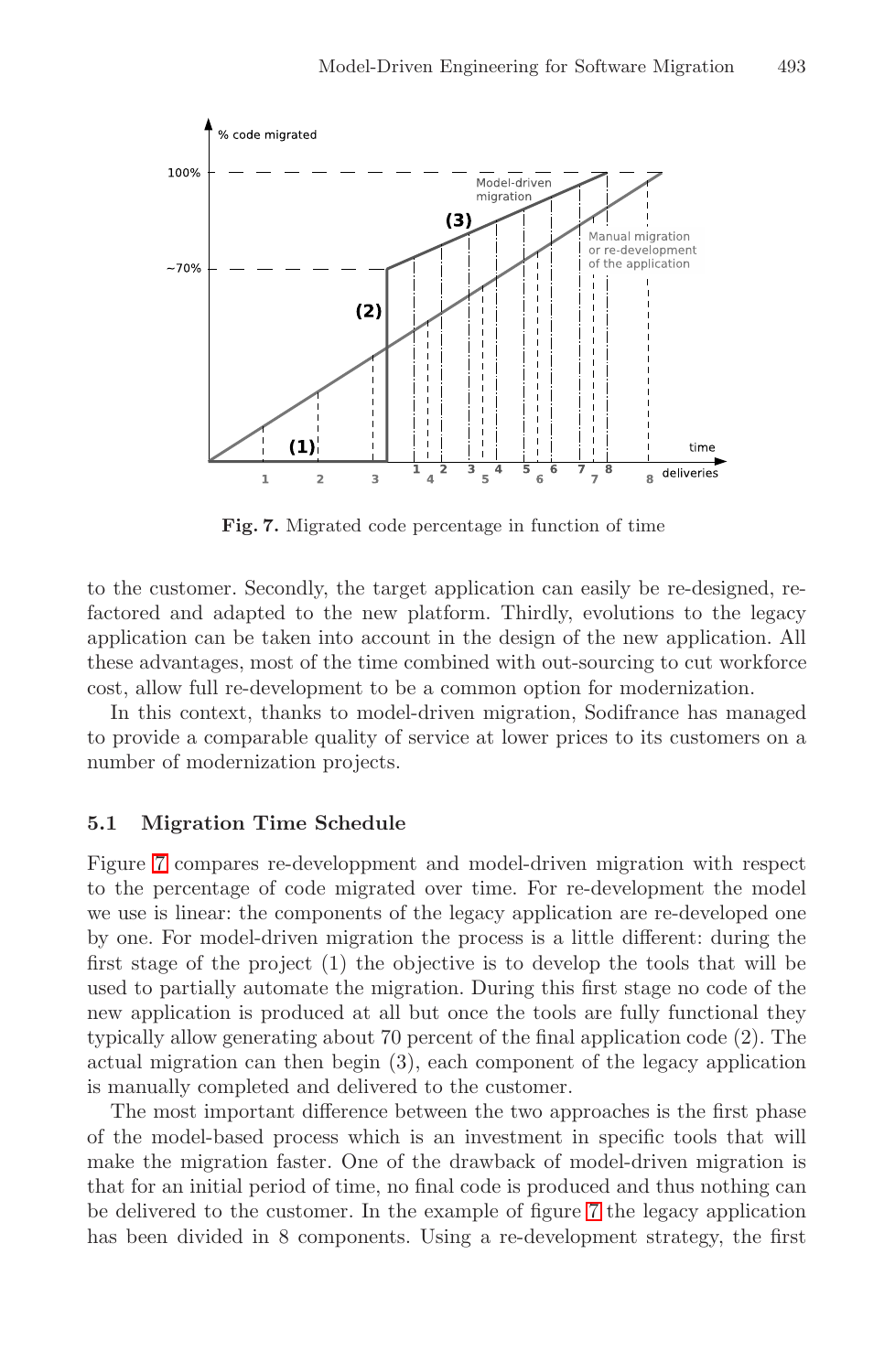Fig. 7. Migrated code percentage in function of time

to the customer. Secondly, the target application can easily be re-designed, re-factored and adapted to the new platform. Thirdly, evolutions to the legacy application can be taken into account in the design of the new application. All these advantages, most of the time combined with out-sourcing to cut workforce cost, allow full re-development to be a common option for modernization.

In this context, thanks to model-driven migration, Sodifrance has managed to provide a comparable quality of service at lower prices to its customers on a number of modernization projects.

### 5.1 Migration Time Schedule

Figure 7 compares re-developpment and model-driven migration with respect to the percentage of code migrated over time. For re-development the model we use is linear: the components of the legacy application are re-developed one by one. For model-driven migration the process is a little different: during the first stage of the project (1) the objective is to develop the tools that will be used to partially automate the migration. During this first stage no code of the new application is produced at all but once the tools are fully functional they typically allow generating about 70 percent of the final application code (2). The actual migration can then begin (3), each component of the legacy application is manually completed and delivered to the customer.

The most important difference between the two approaches is the first phase of the model-based process which is an investment in specific tools that will make the migration faster. One of the drawback of model-driven migration is that for an initial period of time, no final code is produced and thus nothing can be delivered to the customer. In the example of figure 7 the legacy application has been divided in 8 components. Using a re-development strategy, the first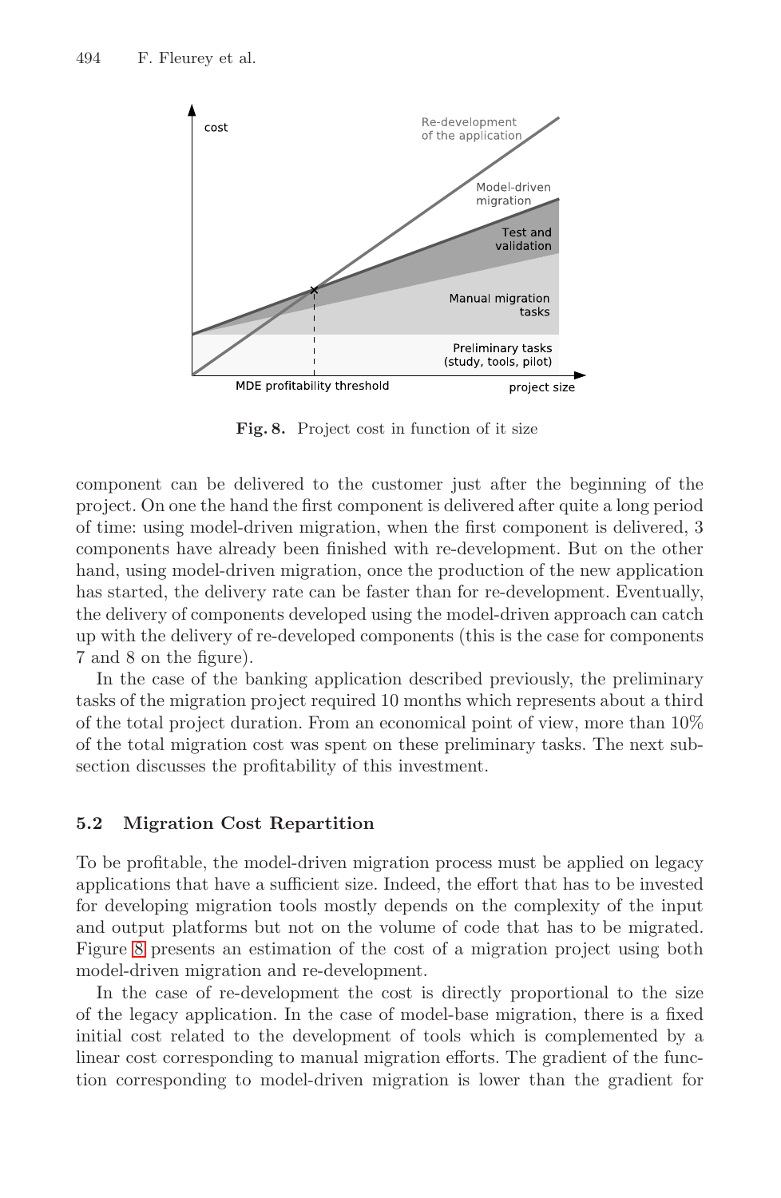Fig. 8. Project cost in function of it size

component can be delivered to the customer just after the beginning of the project. On one the hand the first component is delivered after quite a long period of time: using model-driven migration, when the first component is delivered, 3 components have already been finished with re-development. But on the other hand, using model-driven migration, once the production of the new application has started, the delivery rate can be faster than for re-development. Eventually, the delivery of components developed using the model-driven approach can catch up with the delivery of re-developed components (this is the case for components 7 and 8 on the figure).

In the case of the banking application described previously, the preliminary tasks of the migration project required 10 months which represents about a third of the total project duration. From an economical point of view, more than 10% of the total migration cost was spent on these preliminary tasks. The next subsection discusses the profitability of this investment.

### 5.2 Migration Cost Repartition

To be profitable, the model-driven migration process must be applied on legacy applications that have a sufficient size. Indeed, the effort that has to be invested for developing migration tools mostly depends on the complexity of the input and output platforms but not on the volume of code that has to be migrated. Figure 8 presents an estimation of the cost of a migration project using both model-driven migration and re-development.

In the case of re-development the cost is directly proportional to the size of the legacy application. In the case of model-base migration, there is a fixed initial cost related to the development of tools which is complemented by a linear cost corresponding to manual migration efforts. The gradient of the function corresponding to model-driven migration is lower than the gradient for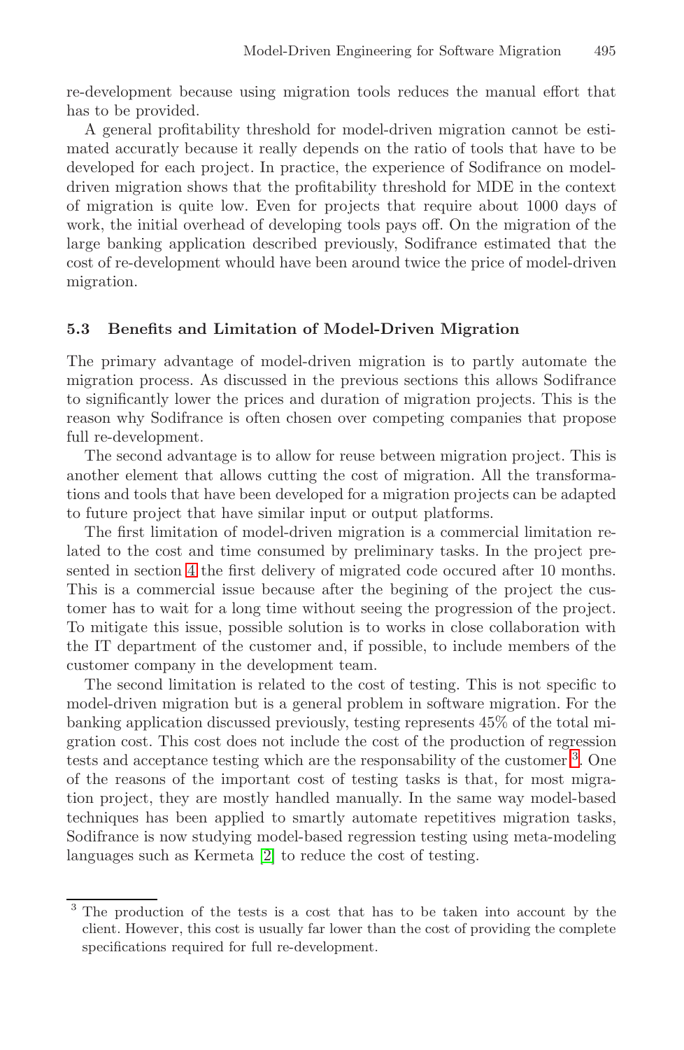re-development because using migration tools reduces the manual effort that has to be provided.

A general profitability threshold for model-driven migration cannot be estimated accuratly because it really depends on the ratio of tools that have to be developed for each project. In practice, the experience of Sodifrance on model-driven migration shows that the profitability threshold for MDE in the context of migration is quite low. Even for projects that require about 1000 days of work, the initial overhead of developing tools pays off. On the migration of the large banking application described previously, Sodifrance estimated that the cost of re-development whould have been around twice the price of model-driven migration.

### 5.3 Benefits and Limitation of Model-Driven Migration

The primary advantage of model-driven migration is to partly automate the migration process. As discussed in the previous sections this allows Sodifrance to significantly lower the prices and duration of migration projects. This is the reason why Sodifrance is often chosen over competing companies that propose full re-development.

The second advantage is to allow for reuse between migration project. This is another element that allows cutting the cost of migration. All the transformations and tools that have been developed for a migration projects can be adapted to future project that have similar input or output platforms.

The first limitation of model-driven migration is a commercial limitation related to the cost and time consumed by preliminary tasks. In the project presented in section 4 the first delivery of migrated code occured after 10 months. This is a commercial issue because after the begining of the project the customer has to wait for a long time without seeing the progression of the project. To mitigate this issue, possible solution is to works in close collaboration with the IT department of the customer and, if possible, to include members of the customer company in the development team.

The second limitation is related to the cost of testing. This is not specific to model-driven migration but is a general problem in software migration. For the banking application discussed previously, testing represents 45% of the total migration cost. This cost does not include the cost of the production of regression tests and acceptance testing which are the responsability of the customer [3]. One of the reasons of the important cost of testing tasks is that, for most migration project, they are mostly handled manually. In the same way model-based techniques has been applied to smartly automate repetitives migration tasks, Sodifrance is now studying model-based regression testing using meta-modeling languages such as Kermeta [2] to reduce the cost of testing.

[3] The production of the tests is a cost that has to be taken into account by the client. However, this cost is usually far lower than the cost of providing the complete specifications required for full re-development.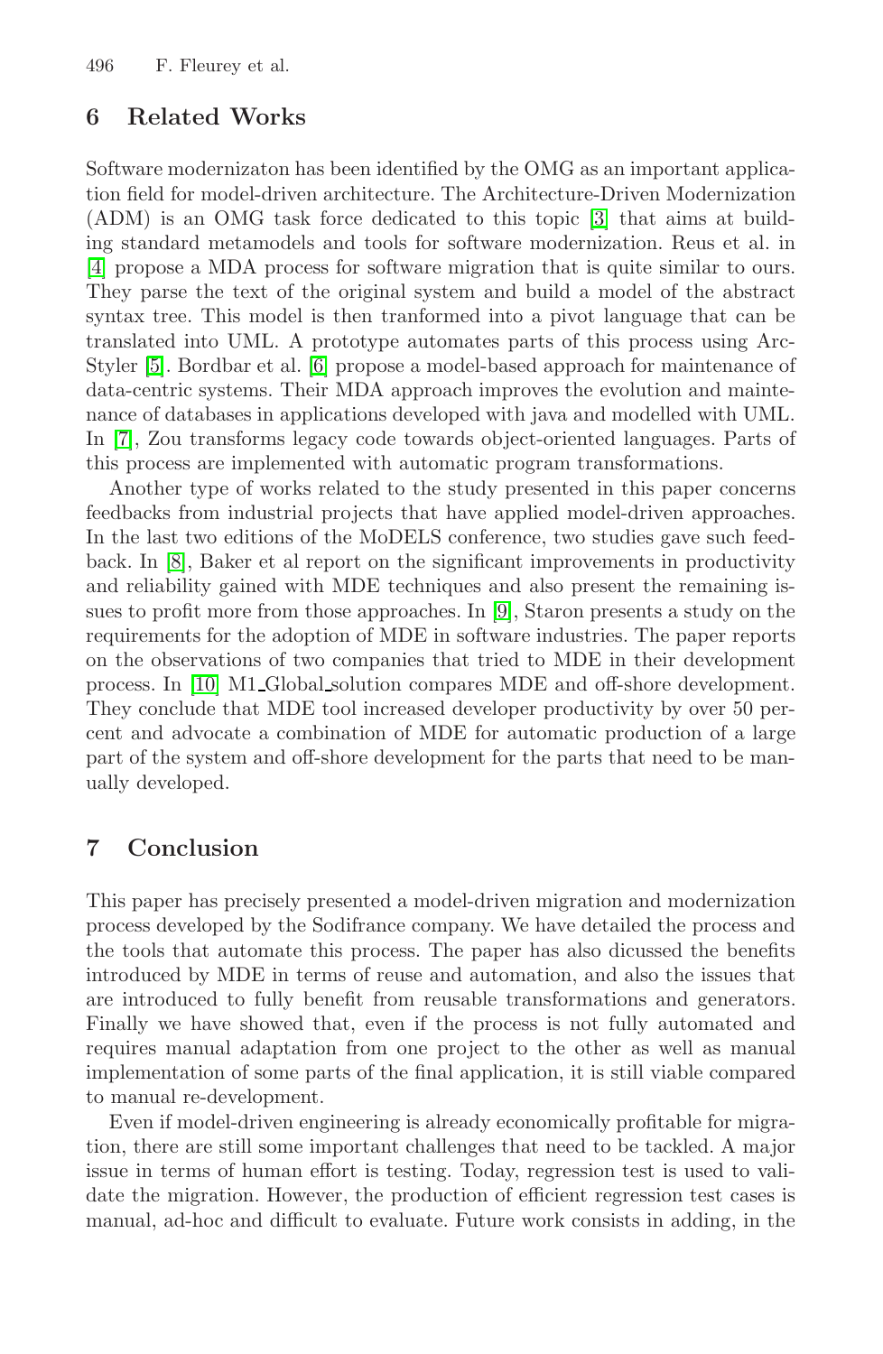## 6 Related Works

Software modernizaton has been identified by the OMG as an important application field for model-driven architecture. The Architecture-Driven Modernization (ADM) is an OMG task force dedicated to this topic [3] that aims at building standard metamodels and tools for software modernization. Reus et al. in [4] propose a MDA process for software migration that is quite similar to ours. They parse the text of the original system and build a model of the abstract syntax tree. This model is then tranformed into a pivot language that can be translated into UML. A prototype automates parts of this process using ArcStyler [5]. Bordbar et al. [6] propose a model-based approach for maintenance of data-centric systems. Their MDA approach improves the evolution and maintenance of databases in applications developed with java and modelled with UML. In [7], Zou transforms legacy code towards object-oriented languages. Parts of this process are implemented with automatic program transformations.

Another type of works related to the study presented in this paper concerns feedbacks from industrial projects that have applied model-driven approaches. In the last two editions of the MoDELS conference, two studies gave such feedback. In [8], Baker et al report on the significant improvements in productivity and reliability gained with MDE techniques and also present the remaining issues to profit more from those approaches. In [9], Staron presents a study on the requirements for the adoption of MDE in software industries. The paper reports on the observations of two companies that tried to MDE in their development process. In [10] M1_Global_solution compares MDE and off-shore development. They conclude that MDE tool increased developer productivity by over 50 percent and advocate a combination of MDE for automatic production of a large part of the system and off-shore development for the parts that need to be manually developed.

## 7 Conclusion

This paper has precisely presented a model-driven migration and modernization process developed by the Sodifrance company. We have detailed the process and the tools that automate this process. The paper has also dicussed the benefits introduced by MDE in terms of reuse and automation, and also the issues that are introduced to fully benefit from reusable transformations and generators. Finally we have showed that, even if the process is not fully automated and requires manual adaptation from one project to the other as well as manual implementation of some parts of the final application, it is still viable compared to manual re-development.

Even if model-driven engineering is already economically profitable for migration, there are still some important challenges that need to be tackled. A major issue in terms of human effort is testing. Today, regression test is used to validate the migration. However, the production of efficient regression test cases is manual, ad-hoc and difficult to evaluate. Future work consists in adding, in the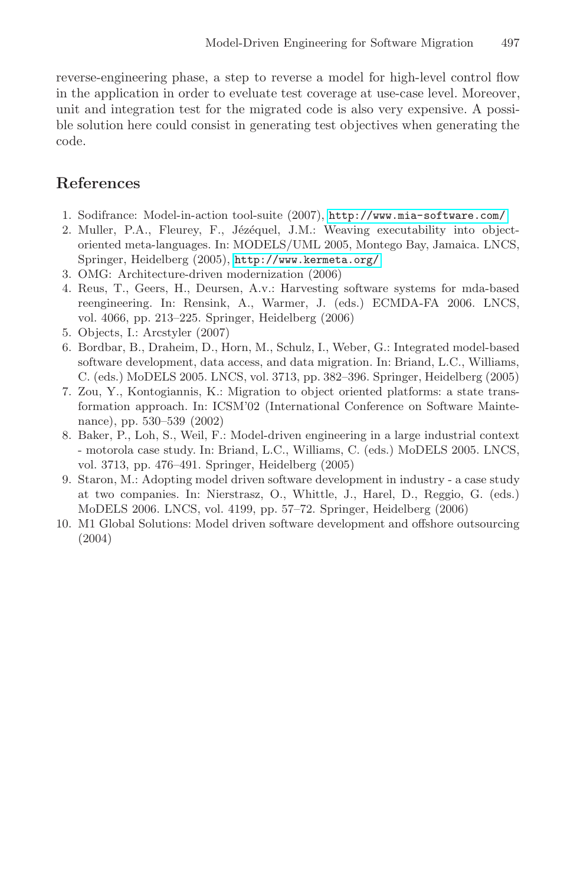reverse-engineering phase, a step to reverse a model for high-level control flow in the application in order to eveluate test coverage at use-case level. Moreover, unit and integration test for the migrated code is also very expensive. A possible solution here could consist in generating test objectives when generating the code.

## References

1. Sodifrance: Model-in-action tool-suite (2007), http://www.mia-software.com/
2. Muller, P.A., Fleurey, F., Jézéquel, J.M.: Weaving executability into object-oriented meta-languages. In: MODELS/UML 2005, Montego Bay, Jamaica. LNCS, Springer, Heidelberg (2005), http://www.kermeta.org/
3. OMG: Architecture-driven modernization (2006)
4. Reus, T., Geers, H., Deursen, A.v.: Harvesting software systems for mda-based reengineering. In: Rensink, A., Warmer, J. (eds.) ECMDA-FA 2006. LNCS, vol. 4066, pp. 213–225. Springer, Heidelberg (2006)
5. Objects, I.: Arcstyler (2007)
6. Bordbar, B., Draheim, D., Horn, M., Schulz, I., Weber, G.: Integrated model-based software development, data access, and data migration. In: Briand, L.C., Williams, C. (eds.) MoDELS 2005. LNCS, vol. 3713, pp. 382–396. Springer, Heidelberg (2005)
7. Zou, Y., Kontogiannis, K.: Migration to object oriented platforms: a state transformation approach. In: ICSM'02 (International Conference on Software Maintenance), pp. 530–539 (2002)
8. Baker, P., Loh, S., Weil, F.: Model-driven engineering in a large industrial context - motorola case study. In: Briand, L.C., Williams, C. (eds.) MoDELS 2005. LNCS, vol. 3713, pp. 476–491. Springer, Heidelberg (2005)
9. Staron, M.: Adopting model driven software development in industry - a case study at two companies. In: Nierstrasz, O., Whittle, J., Harel, D., Reggio, G. (eds.) MoDELS 2006. LNCS, vol. 4199, pp. 57–72. Springer, Heidelberg (2006)
10. M1 Global Solutions: Model driven software development and offshore outsourcing (2004)